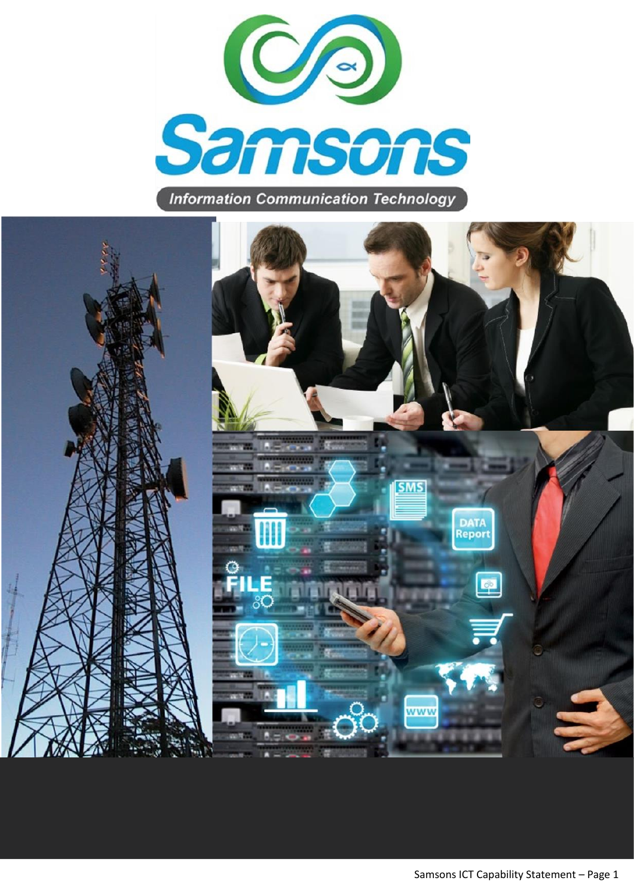# Samsons

Information Communication Technology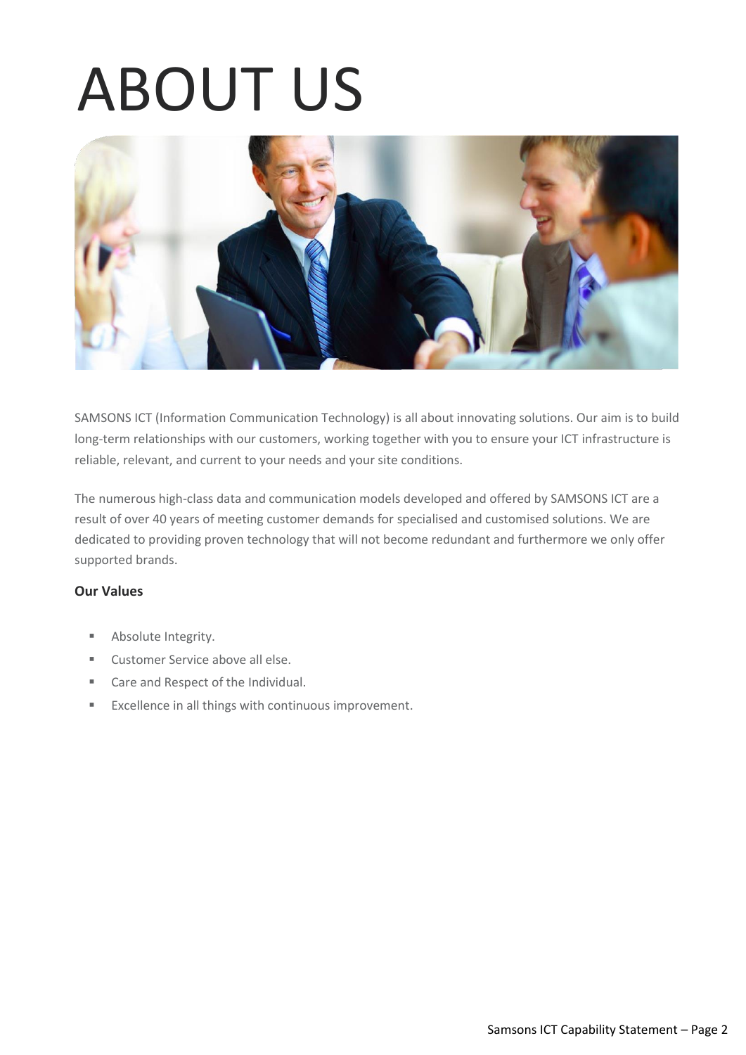# ABOUT US

SAMSONS ICT (Information Communication Technology) is all about innovating solutions. Our aim is to build long-term relationships with our customers, working together with you to ensure your ICT infrastructure is reliable, relevant, and current to your needs and your site conditions.

The numerous high-class data and communication models developed and offered by SAMSONS ICT are a result of over 40 years of meeting customer demands for specialised and customised solutions. We are dedicated to providing proven technology that will not become redundant and furthermore we only offer supported brands.

**Our Values**

- Absolute Integrity.
- Customer Service above all else.
- Care and Respect of the Individual.
- Excellence in all things with continuous improvement.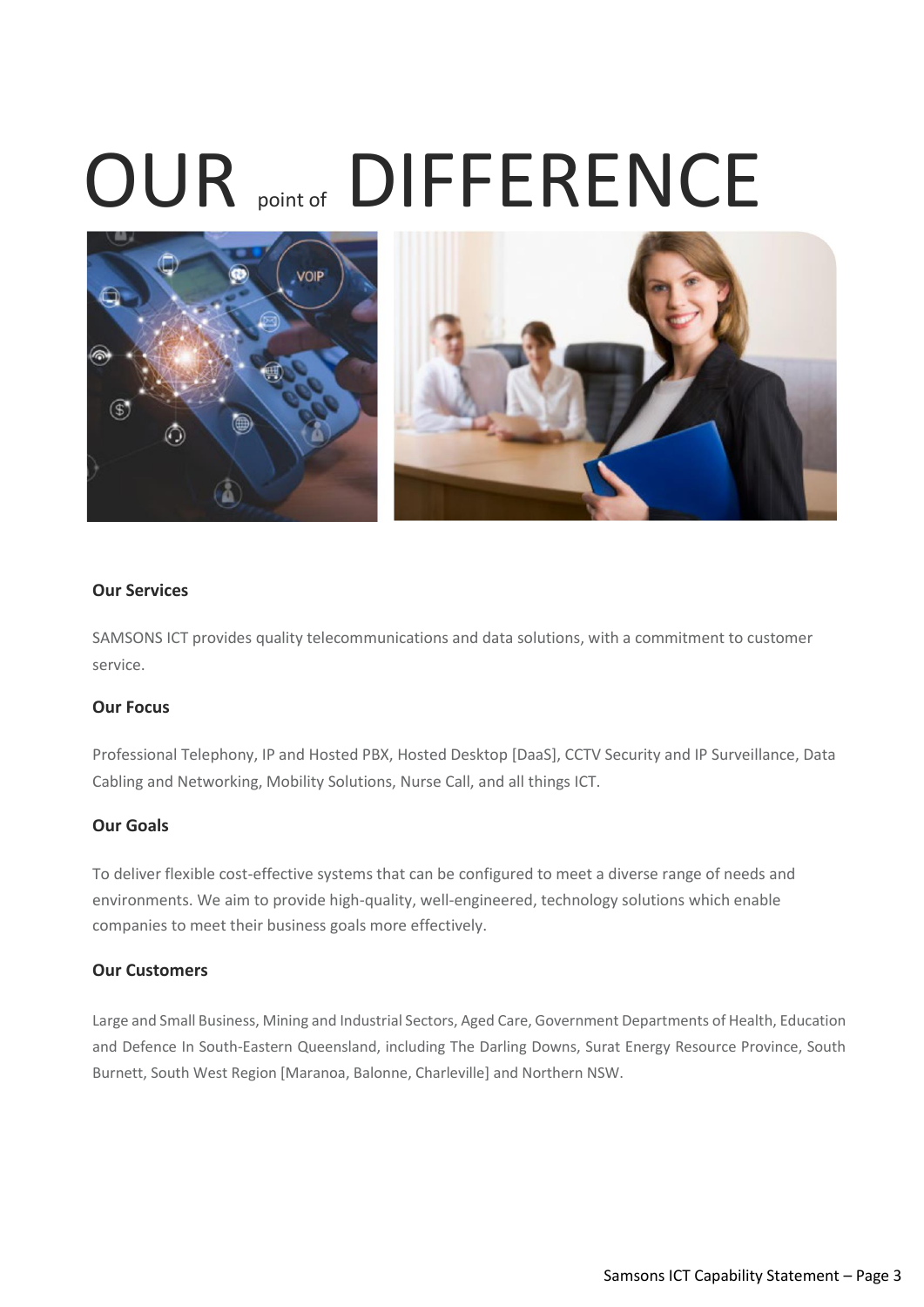# OUR point of DIFFERENCE

**Our Services**

SAMSONS ICT provides quality telecommunications and data solutions, with a commitment to customer service.

**Our Focus**

Professional Telephony, IP and Hosted PBX, Hosted Desktop [DaaS], CCTV Security and IP Surveillance, Data Cabling and Networking, Mobility Solutions, Nurse Call, and all things ICT.

**Our Goals**

To deliver flexible cost-effective systems that can be configured to meet a diverse range of needs and environments. We aim to provide high-quality, well-engineered, technology solutions which enable companies to meet their business goals more effectively.

**Our Customers**

Large and Small Business, Mining and Industrial Sectors, Aged Care, Government Departments of Health, Education and Defence In South-Eastern Queensland, including The Darling Downs, Surat Energy Resource Province, South Burnett, South West Region [Maranoa, Balonne, Charleville] and Northern NSW.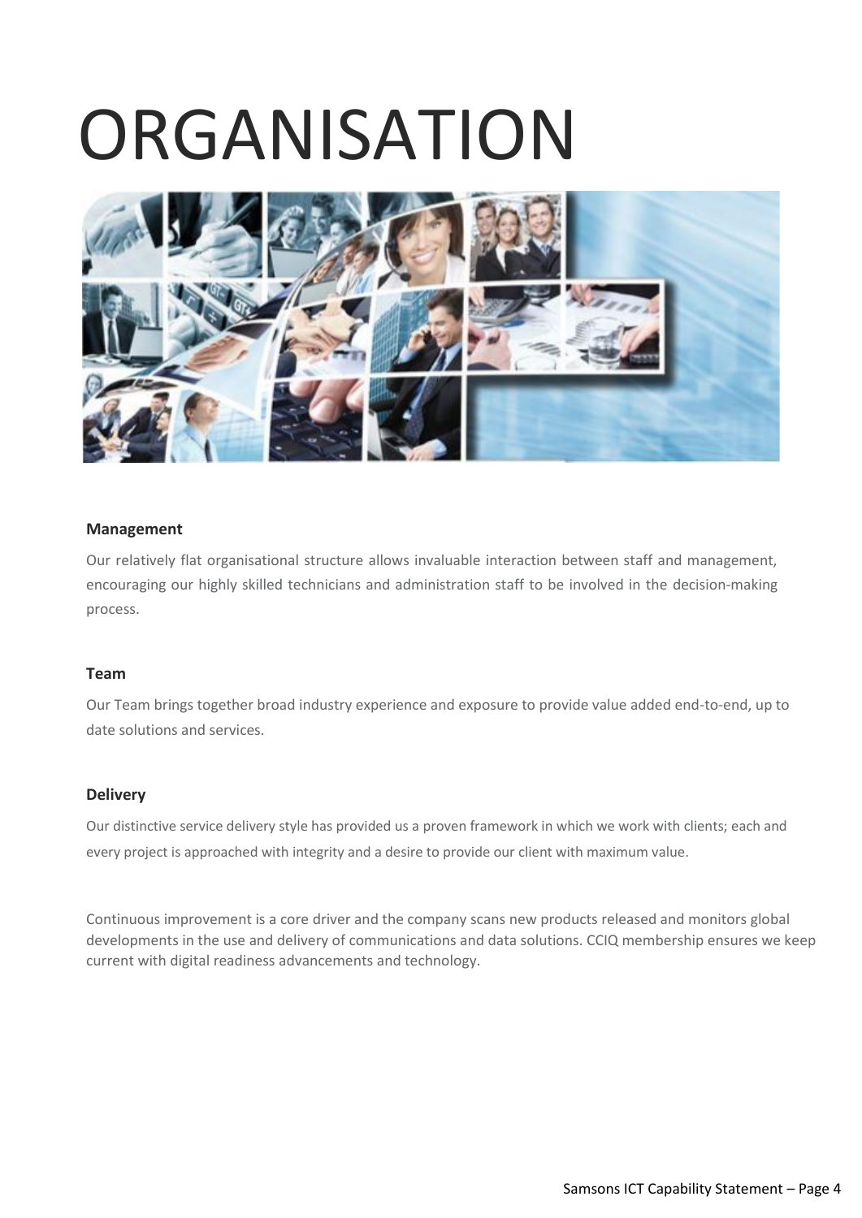# ORGANISATION

### Management

Our relatively flat organisational structure allows invaluable interaction between staff and management, encouraging our highly skilled technicians and administration staff to be involved in the decision-making process.

### Team

Our Team brings together broad industry experience and exposure to provide value added end-to-end, up to date solutions and services.

### Delivery

Our distinctive service delivery style has provided us a proven framework in which we work with clients; each and every project is approached with integrity and a desire to provide our client with maximum value.

Continuous improvement is a core driver and the company scans new products released and monitors global developments in the use and delivery of communications and data solutions. CCIQ membership ensures we keep current with digital readiness advancements and technology.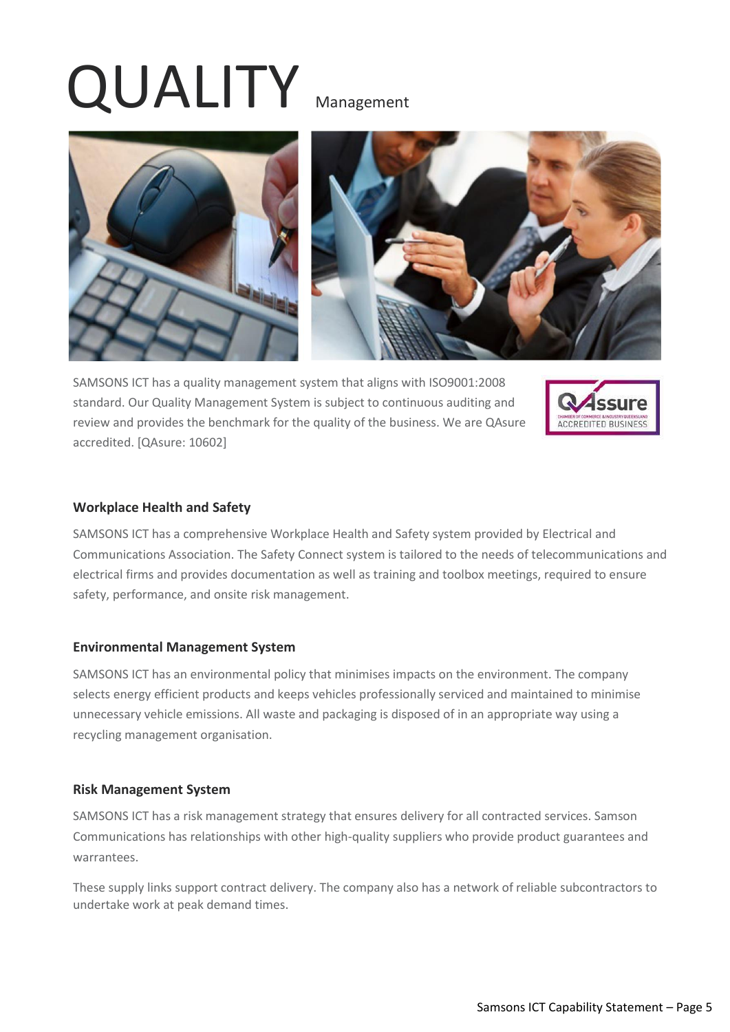# QUALITY Management

SAMSONS ICT has a quality management system that aligns with ISO9001:2008 standard. Our Quality Management System is subject to continuous auditing and review and provides the benchmark for the quality of the business. We are QAsure accredited. [QAsure: 10602]

### Workplace Health and Safety

SAMSONS ICT has a comprehensive Workplace Health and Safety system provided by Electrical and Communications Association. The Safety Connect system is tailored to the needs of telecommunications and electrical firms and provides documentation as well as training and toolbox meetings, required to ensure safety, performance, and onsite risk management.

### Environmental Management System

SAMSONS ICT has an environmental policy that minimises impacts on the environment. The company selects energy efficient products and keeps vehicles professionally serviced and maintained to minimise unnecessary vehicle emissions. All waste and packaging is disposed of in an appropriate way using a recycling management organisation.

### Risk Management System

SAMSONS ICT has a risk management strategy that ensures delivery for all contracted services. Samson Communications has relationships with other high-quality suppliers who provide product guarantees and warrantees.

These supply links support contract delivery. The company also has a network of reliable subcontractors to undertake work at peak demand times.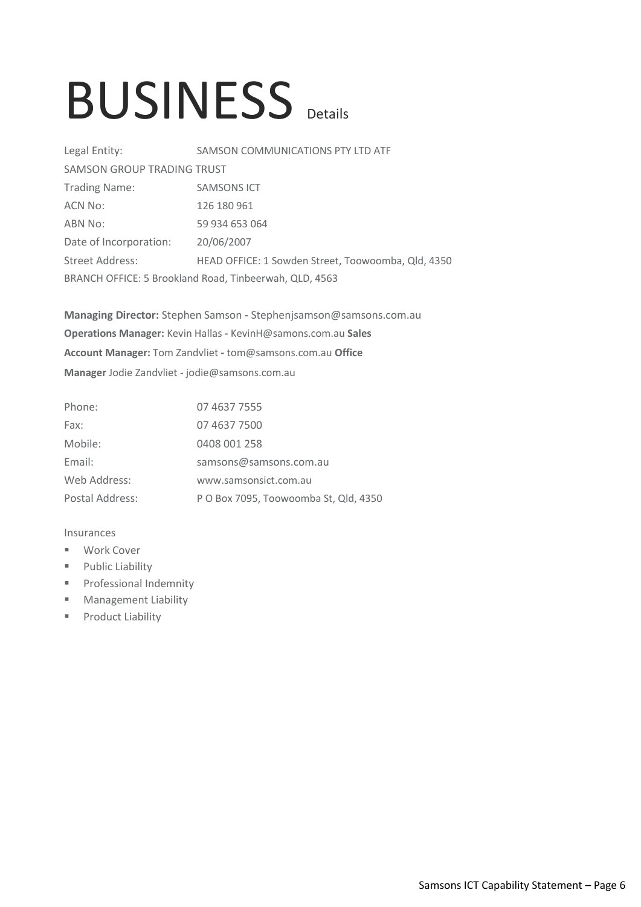# BUSINESS Details

Legal Entity: SAMSON COMMUNICATIONS PTY LTD ATF SAMSON GROUP TRADING TRUST

| | |
|---|---|
| Trading Name: | SAMSONS ICT |
| ACN No: | 126 180 961 |
| ABN No: | 59 934 653 064 |
| Date of Incorporation: | 20/06/2007 |
| Street Address: | HEAD OFFICE: 1 Sowden Street, Toowoomba, Qld, 4350 |

BRANCH OFFICE: 5 Brookland Road, Tinbeerwah, QLD, 4563

**Managing Director:** Stephen Samson - Stephenjsamson@samsons.com.au

**Operations Manager:** Kevin Hallas - KevinH@samons.com.au

**Sales Account Manager:** Tom Zandvliet - tom@samsons.com.au

**Office Manager** Jodie Zandvliet - jodie@samsons.com.au

| | |
|---|---|
| Phone: | 07 4637 7555 |
| Fax: | 07 4637 7500 |
| Mobile: | 0408 001 258 |
| Email: | samsons@samsons.com.au |
| Web Address: | www.samsonsict.com.au |
| Postal Address: | P O Box 7095, Toowoomba St, Qld, 4350 |

Insurances

- Work Cover
- Public Liability
- Professional Indemnity
- Management Liability
- Product Liability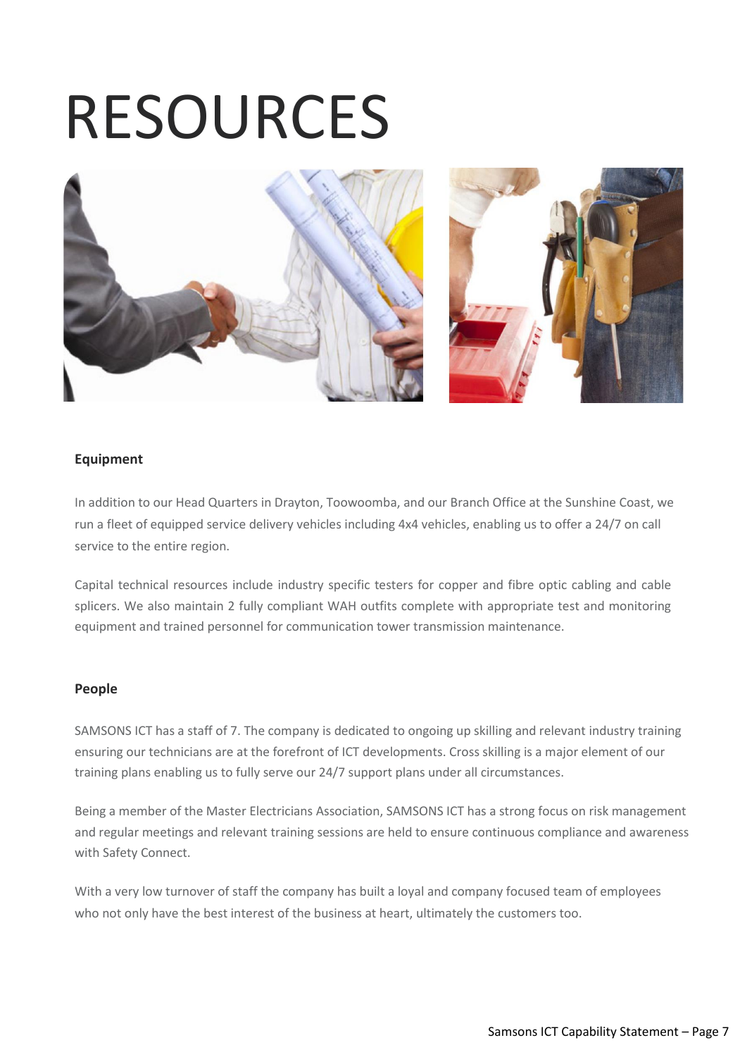# RESOURCES

**Equipment**

In addition to our Head Quarters in Drayton, Toowoomba, and our Branch Office at the Sunshine Coast, we run a fleet of equipped service delivery vehicles including 4x4 vehicles, enabling us to offer a 24/7 on call service to the entire region.

Capital technical resources include industry specific testers for copper and fibre optic cabling and cable splicers. We also maintain 2 fully compliant WAH outfits complete with appropriate test and monitoring equipment and trained personnel for communication tower transmission maintenance.

**People**

SAMSONS ICT has a staff of 7. The company is dedicated to ongoing up skilling and relevant industry training ensuring our technicians are at the forefront of ICT developments. Cross skilling is a major element of our training plans enabling us to fully serve our 24/7 support plans under all circumstances.

Being a member of the Master Electricians Association, SAMSONS ICT has a strong focus on risk management and regular meetings and relevant training sessions are held to ensure continuous compliance and awareness with Safety Connect.

With a very low turnover of staff the company has built a loyal and company focused team of employees who not only have the best interest of the business at heart, ultimately the customers too.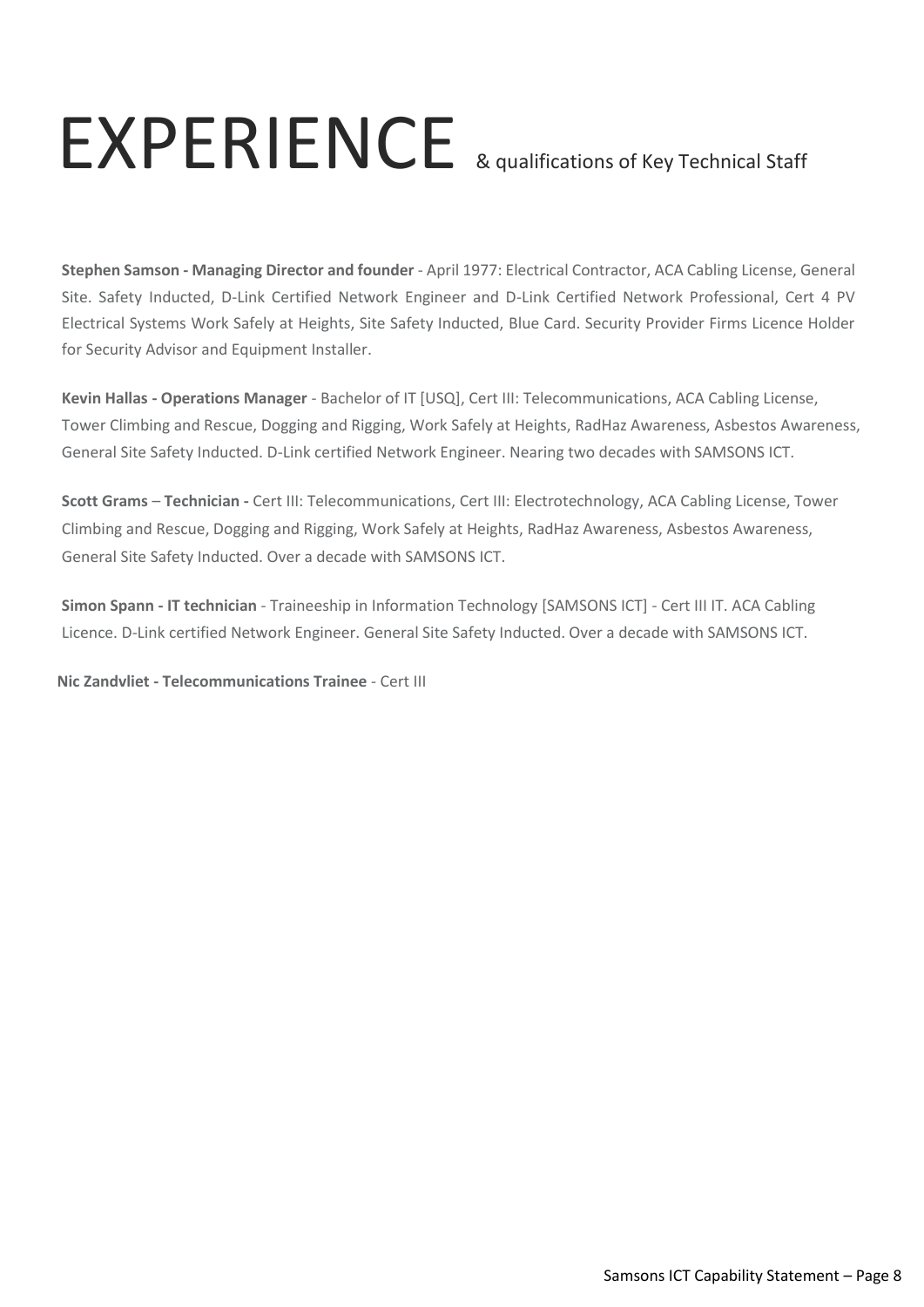# EXPERIENCE & qualifications of Key Technical Staff

**Stephen Samson - Managing Director and founder** - April 1977: Electrical Contractor, ACA Cabling License, General Site. Safety Inducted, D-Link Certified Network Engineer and D-Link Certified Network Professional, Cert 4 PV Electrical Systems Work Safely at Heights, Site Safety Inducted, Blue Card. Security Provider Firms Licence Holder for Security Advisor and Equipment Installer.

**Kevin Hallas - Operations Manager** - Bachelor of IT [USQ], Cert III: Telecommunications, ACA Cabling License, Tower Climbing and Rescue, Dogging and Rigging, Work Safely at Heights, RadHaz Awareness, Asbestos Awareness, General Site Safety Inducted. D-Link certified Network Engineer. Nearing two decades with SAMSONS ICT.

**Scott Grams** – **Technician -** Cert III: Telecommunications, Cert III: Electrotechnology, ACA Cabling License, Tower Climbing and Rescue, Dogging and Rigging, Work Safely at Heights, RadHaz Awareness, Asbestos Awareness, General Site Safety Inducted. Over a decade with SAMSONS ICT.

**Simon Spann - IT technician** - Traineeship in Information Technology [SAMSONS ICT] - Cert III IT. ACA Cabling Licence. D-Link certified Network Engineer. General Site Safety Inducted. Over a decade with SAMSONS ICT.

**Nic Zandvliet - Telecommunications Trainee** - Cert III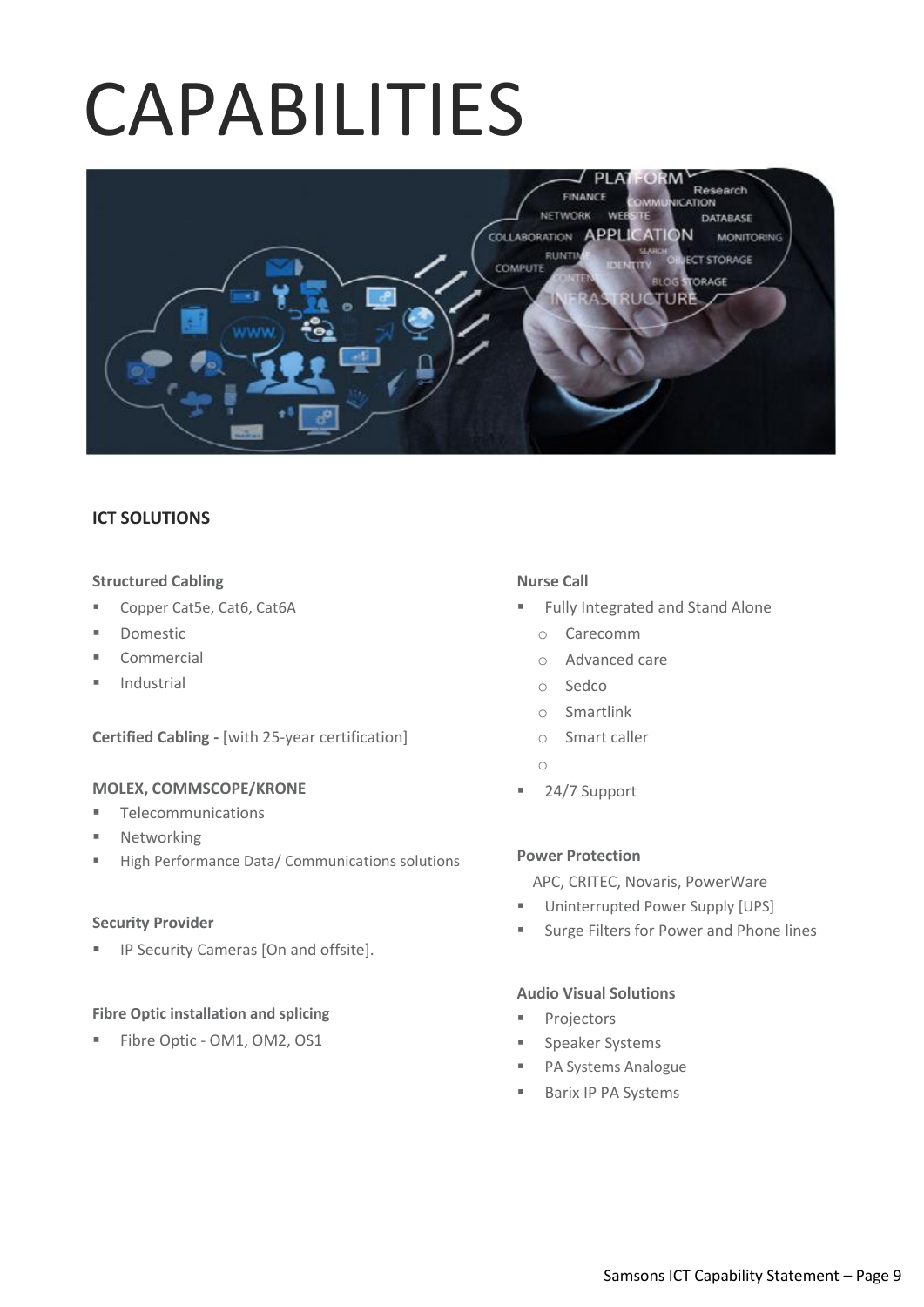# CAPABILITIES

## ICT SOLUTIONS

**Structured Cabling**

- Copper Cat5e, Cat6, Cat6A
- Domestic
- Commercial
- Industrial

**Certified Cabling -** [with 25-year certification]

**MOLEX, COMMSCOPE/KRONE**

- Telecommunications
- Networking
- High Performance Data/ Communications solutions

**Security Provider**

- IP Security Cameras [On and offsite].

**Fibre Optic installation and splicing**

- Fibre Optic - OM1, OM2, OS1

**Nurse Call**

- Fully Integrated and Stand Alone
  - Carecomm
  - Advanced care
  - Sedco
  - Smartlink
  - Smart caller
- 24/7 Support

**Power Protection**

APC, CRITEC, Novaris, PowerWare

- Uninterrupted Power Supply [UPS]
- Surge Filters for Power and Phone lines

**Audio Visual Solutions**

- Projectors
- Speaker Systems
- PA Systems Analogue
- Barix IP PA Systems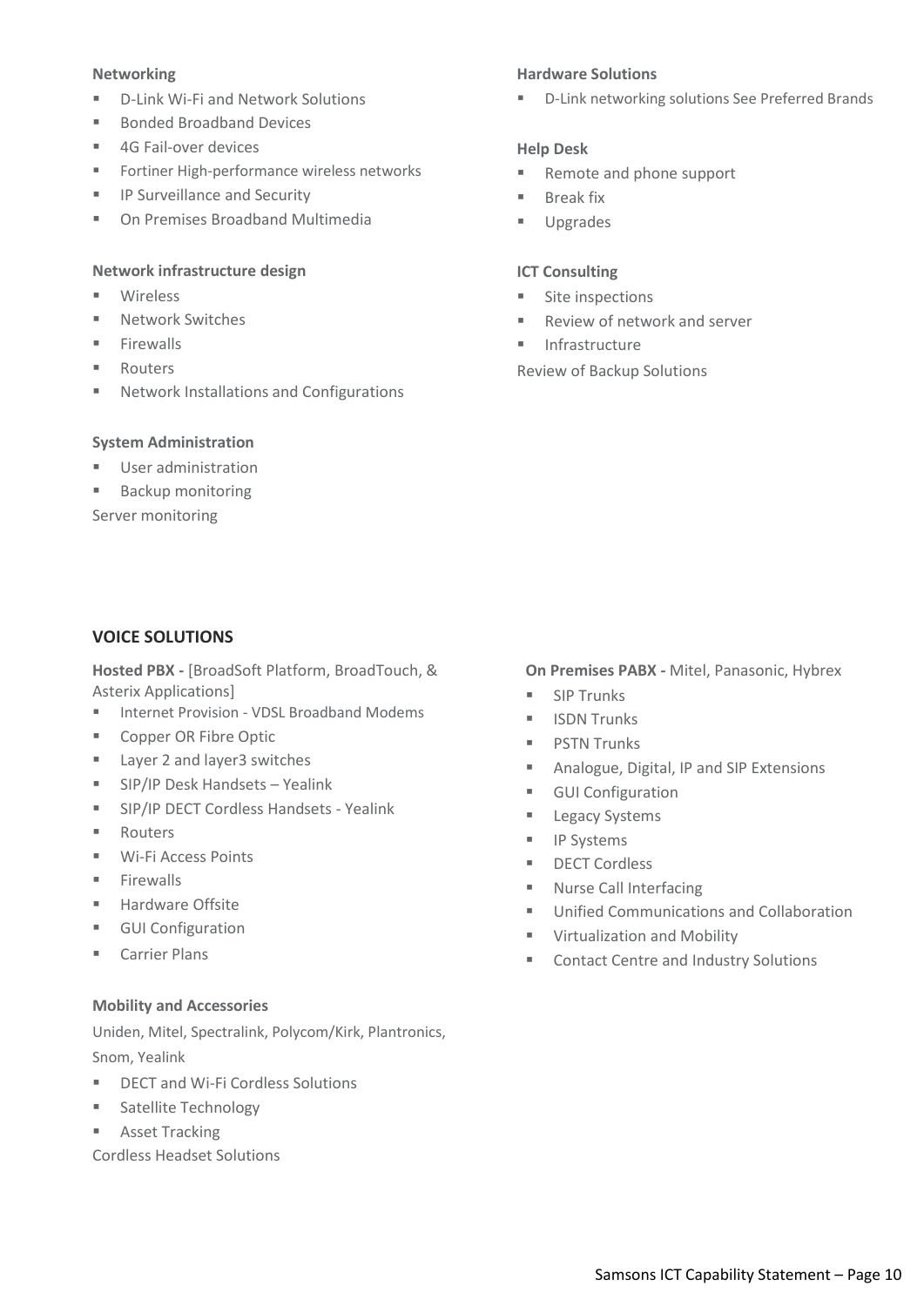**Networking**

- D-Link Wi-Fi and Network Solutions
- Bonded Broadband Devices
- 4G Fail-over devices
- Fortiner High-performance wireless networks
- IP Surveillance and Security
- On Premises Broadband Multimedia

**Network infrastructure design**

- Wireless
- Network Switches
- Firewalls
- Routers
- Network Installations and Configurations

**System Administration**

- User administration
- Backup monitoring

Server monitoring

**Hardware Solutions**

- D-Link networking solutions See Preferred Brands

**Help Desk**

- Remote and phone support
- Break fix
- Upgrades

**ICT Consulting**

- Site inspections
- Review of network and server
- Infrastructure

Review of Backup Solutions

## VOICE SOLUTIONS

**Hosted PBX -** [BroadSoft Platform, BroadTouch, & Asterix Applications]

- Internet Provision - VDSL Broadband Modems
- Copper OR Fibre Optic
- Layer 2 and layer3 switches
- SIP/IP Desk Handsets – Yealink
- SIP/IP DECT Cordless Handsets - Yealink
- Routers
- Wi-Fi Access Points
- Firewalls
- Hardware Offsite
- GUI Configuration
- Carrier Plans

**Mobility and Accessories**

Uniden, Mitel, Spectralink, Polycom/Kirk, Plantronics, Snom, Yealink

- DECT and Wi-Fi Cordless Solutions
- Satellite Technology
- Asset Tracking

Cordless Headset Solutions

**On Premises PABX -** Mitel, Panasonic, Hybrex

- SIP Trunks
- ISDN Trunks
- PSTN Trunks
- Analogue, Digital, IP and SIP Extensions
- GUI Configuration
- Legacy Systems
- IP Systems
- DECT Cordless
- Nurse Call Interfacing
- Unified Communications and Collaboration
- Virtualization and Mobility
- Contact Centre and Industry Solutions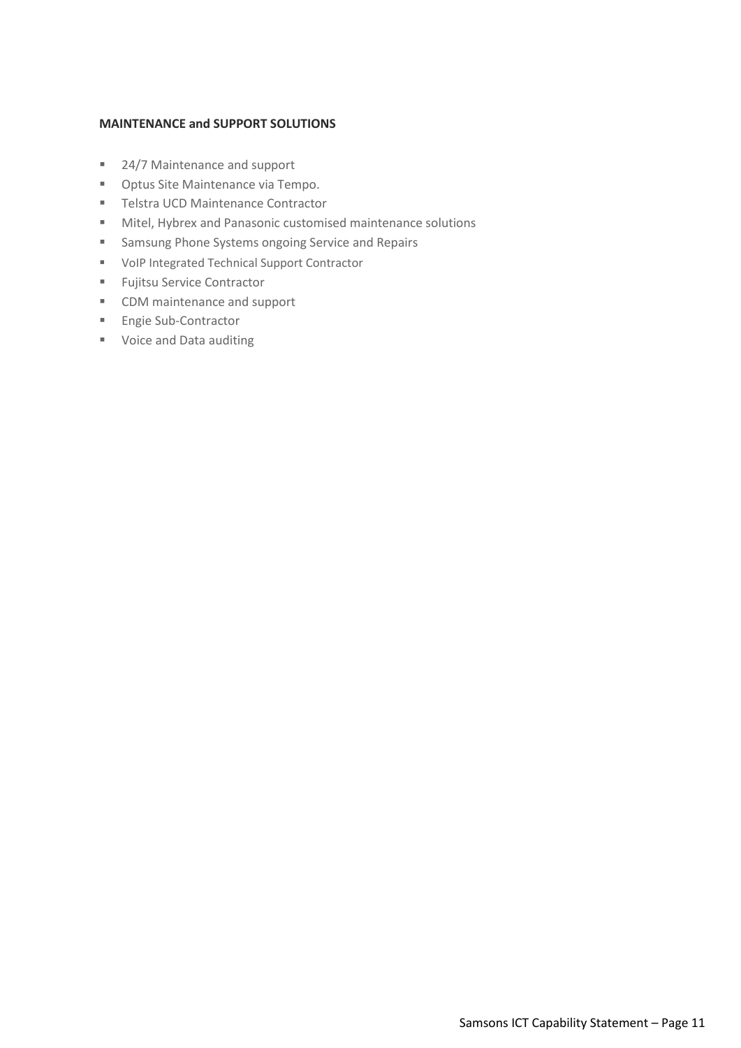**MAINTENANCE and SUPPORT SOLUTIONS**

- 24/7 Maintenance and support
- Optus Site Maintenance via Tempo.
- Telstra UCD Maintenance Contractor
- Mitel, Hybrex and Panasonic customised maintenance solutions
- Samsung Phone Systems ongoing Service and Repairs
- VoIP Integrated Technical Support Contractor
- Fujitsu Service Contractor
- CDM maintenance and support
- Engie Sub-Contractor
- Voice and Data auditing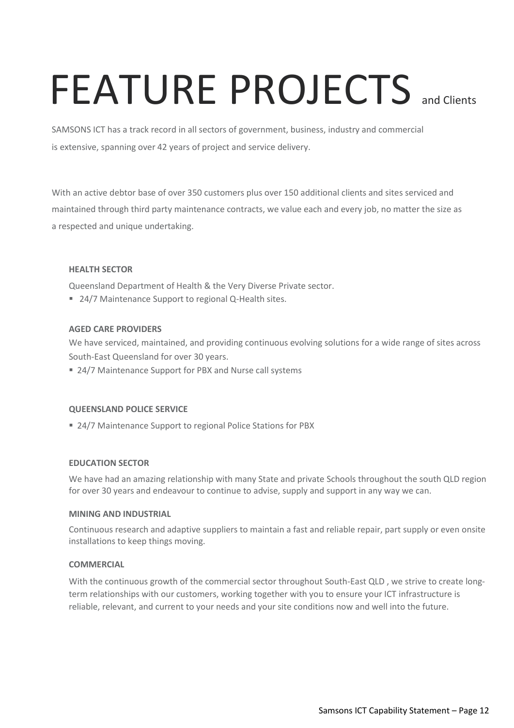# FEATURE PROJECTS and Clients

SAMSONS ICT has a track record in all sectors of government, business, industry and commercial is extensive, spanning over 42 years of project and service delivery.

With an active debtor base of over 350 customers plus over 150 additional clients and sites serviced and maintained through third party maintenance contracts, we value each and every job, no matter the size as a respected and unique undertaking.

**HEALTH SECTOR**

Queensland Department of Health & the Very Diverse Private sector.

- 24/7 Maintenance Support to regional Q-Health sites.

**AGED CARE PROVIDERS**

We have serviced, maintained, and providing continuous evolving solutions for a wide range of sites across South-East Queensland for over 30 years.

- 24/7 Maintenance Support for PBX and Nurse call systems

**QUEENSLAND POLICE SERVICE**

- 24/7 Maintenance Support to regional Police Stations for PBX

**EDUCATION SECTOR**

We have had an amazing relationship with many State and private Schools throughout the south QLD region for over 30 years and endeavour to continue to advise, supply and support in any way we can.

**MINING AND INDUSTRIAL**

Continuous research and adaptive suppliers to maintain a fast and reliable repair, part supply or even onsite installations to keep things moving.

**COMMERCIAL**

With the continuous growth of the commercial sector throughout South-East QLD , we strive to create long-term relationships with our customers, working together with you to ensure your ICT infrastructure is reliable, relevant, and current to your needs and your site conditions now and well into the future.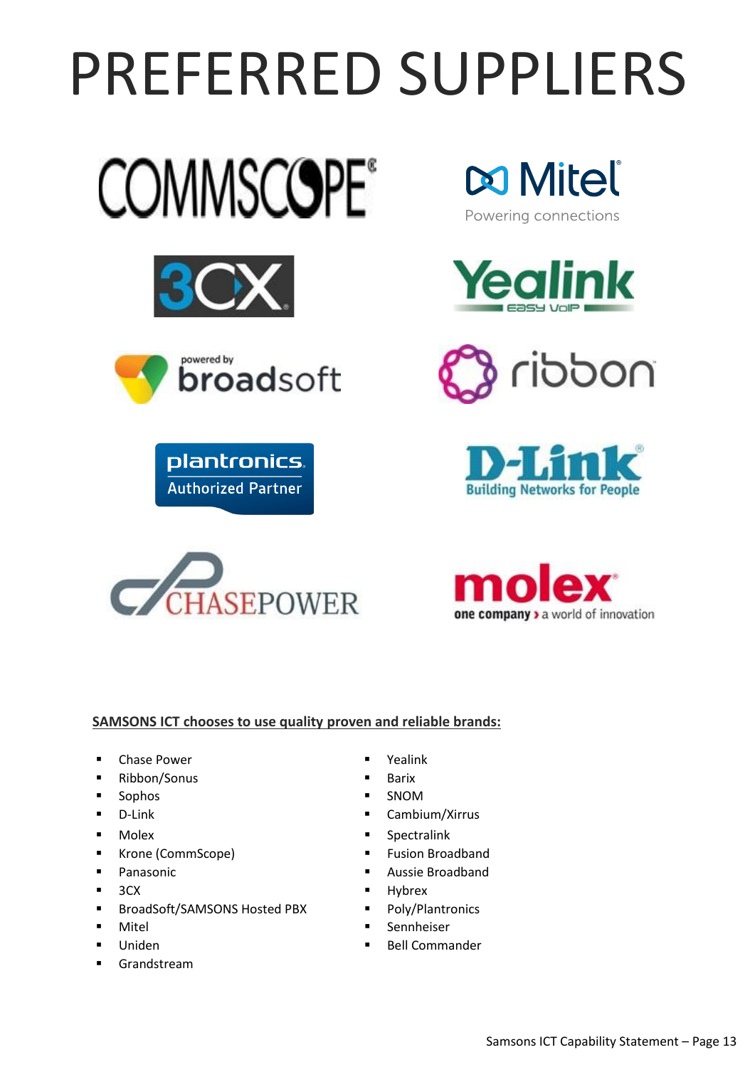# PREFERRED SUPPLIERS

**SAMSONS ICT chooses to use quality proven and reliable brands:**

- Chase Power
- Ribbon/Sonus
- Sophos
- D-Link
- Molex
- Krone (CommScope)
- Panasonic
- 3CX
- BroadSoft/SAMSONS Hosted PBX
- Mitel
- Uniden
- Grandstream
- Yealink
- Barix
- SNOM
- Cambium/Xirrus
- Spectralink
- Fusion Broadband
- Aussie Broadband
- Hybrex
- Poly/Plantronics
- Sennheiser
- Bell Commander